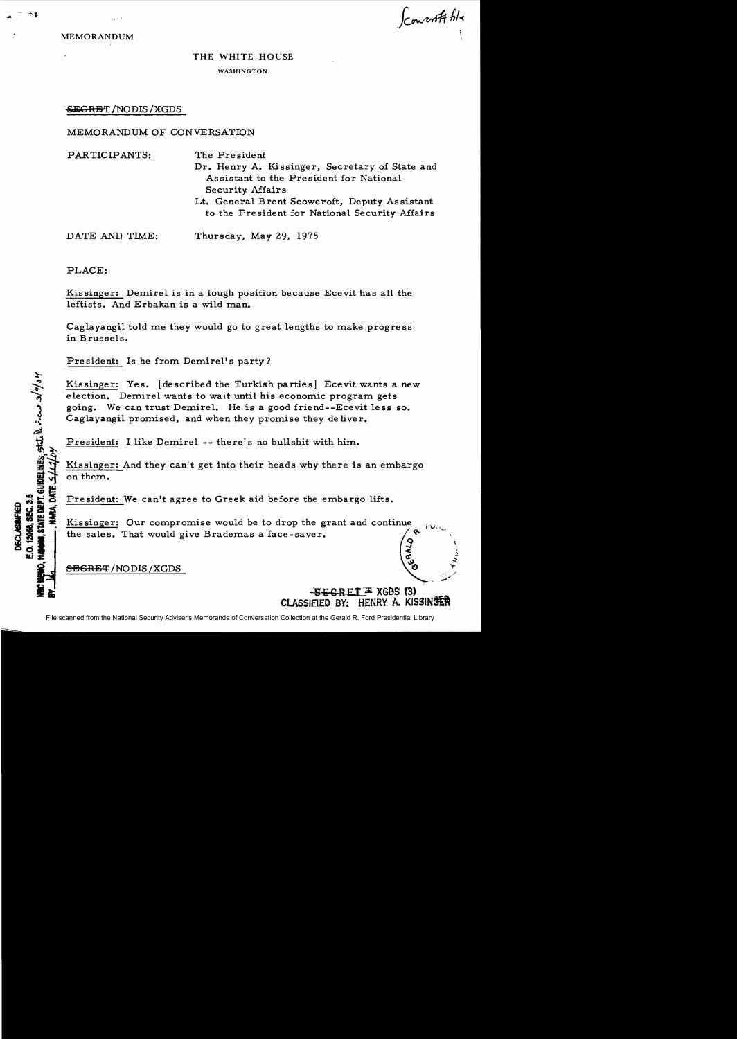MEMORANDUM

THE WHITE HOUSE

WASHINGTON

~~SECRET~~/NODIS/XGDS

MEMORANDUM OF CONVERSATION

PARTICIPANTS: The President

Dr. Henry A. Kissinger, Secretary of State and Assistant to the President for National Security Affairs

Lt. General Brent Scowcroft, Deputy Assistant to the President for National Security Affairs

DATE AND TIME: Thursday, May 29, 1975

PLACE:

Kissinger: Demirel is in a tough position because Ecevit has all the leftists. And Erbakan is a wild man.

Caglayangil told me they would go to great lengths to make progress in Brussels.

President: Is he from Demirel's party?

Kissinger: Yes. [described the Turkish parties] Ecevit wants a new election. Demirel wants to wait until his economic program gets going. We can trust Demirel. He is a good friend--Ecevit less so. Caglayangil promised, and when they promise they deliver.

President: I like Demirel -- there's no bullshit with him.

Kissinger: And they can't get into their heads why there is an embargo on them.

President: We can't agree to Greek aid before the embargo lifts.

Kissinger: Our compromise would be to drop the grant and continue the sales. That would give Brademas a face-saver.

~~SECRET~~/NODIS/XGDS

~~SECRET~~ - XGDS (3)
CLASSIFIED BY: HENRY A. KISSINGER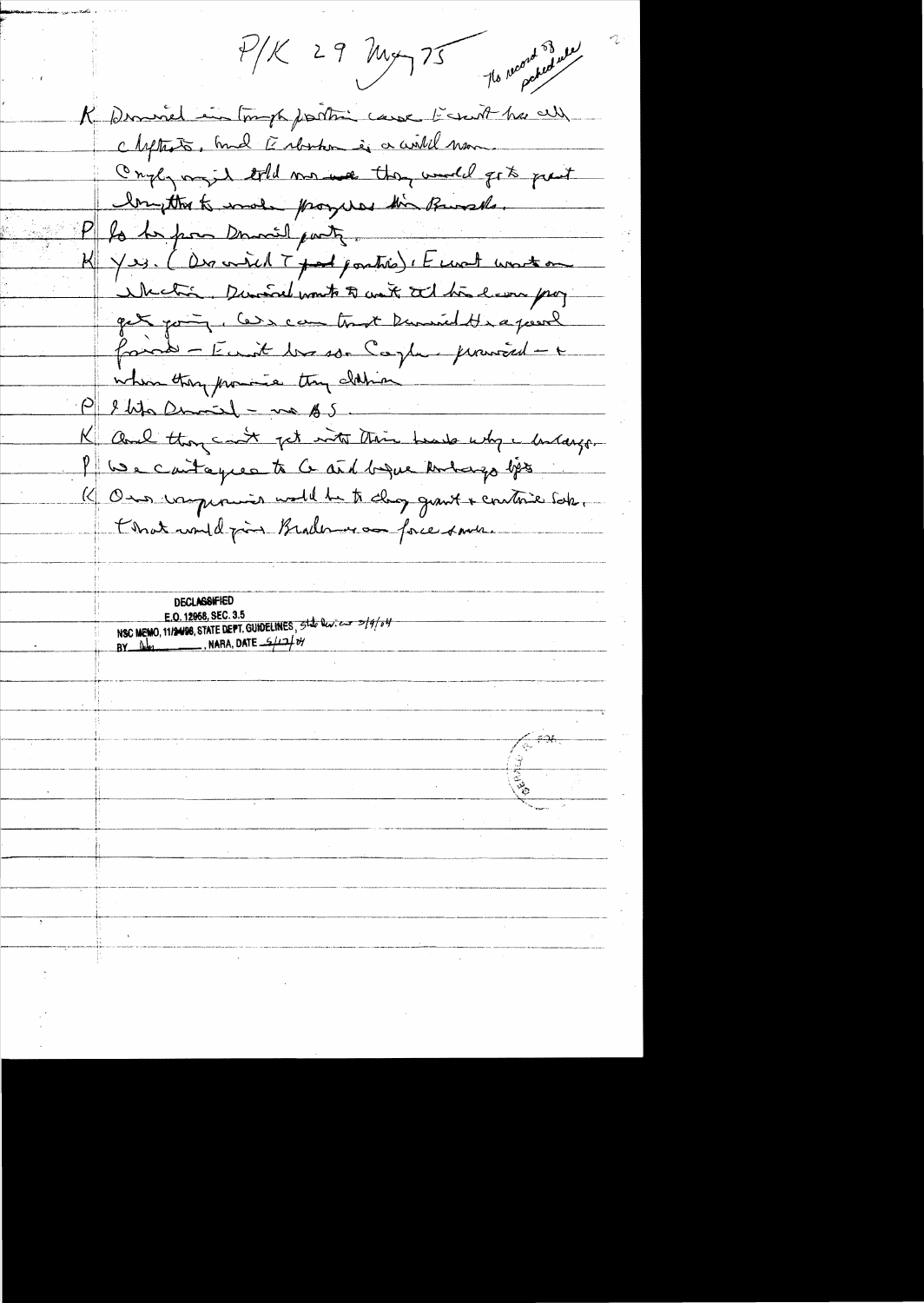P/K 29 May 75

No record of schedule

K Demirel in tough position cause Ecevit has all chips, and Erbakan is a wild man. Caglayangil told me that they would go to great lengths to make progress this Brussels.

P So he for Demirel party.

K Yes. (Demirel I [good] position) Ecevit wants an election. Demirel wants to wait till his econ prog gets going. We can trust Demirel. He's a good friend – Ecevit less so. Caglayangil promised – + when they promise they deliver.

P I like Demirel – no BS.

K And they can't get into their heads why embargo.

P We can't agree to Ca aid before embargo lifts.

K Our compromise would be to deny grant + continue sales. That would give Brademas face saver.

DECLASSIFIED
E.O. 12958, SEC. 3.5
NSC MEMO, 11/24/98, STATE DEPT. GUIDELINES, State Rev. 3/9/04
BY ___, NARA, DATE 5/12/04